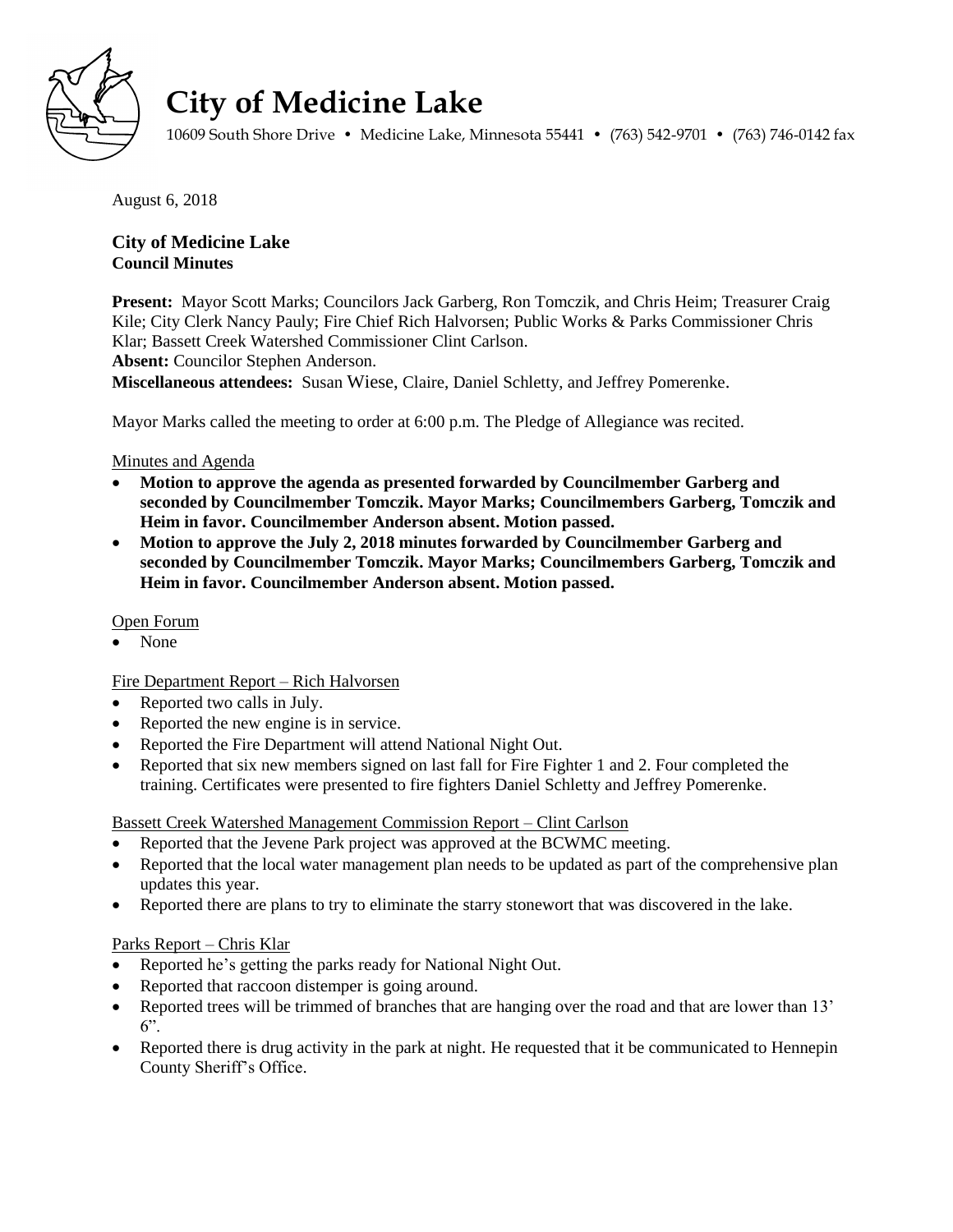# City of Medicine Lake

10609 South Shore Drive • Medicine Lake, Minnesota 55441 • (763) 542-9701 • (763) 746-0142 fax

August 6, 2018

**City of Medicine Lake**
**Council Minutes**

**Present:** Mayor Scott Marks; Councilors Jack Garberg, Ron Tomczik, and Chris Heim; Treasurer Craig Kile; City Clerk Nancy Pauly; Fire Chief Rich Halvorsen; Public Works & Parks Commissioner Chris Klar; Bassett Creek Watershed Commissioner Clint Carlson.
**Absent:** Councilor Stephen Anderson.
**Miscellaneous attendees:** Susan Wiese, Claire, Daniel Schletty, and Jeffrey Pomerenke.

Mayor Marks called the meeting to order at 6:00 p.m. The Pledge of Allegiance was recited.

Minutes and Agenda

- **Motion to approve the agenda as presented forwarded by Councilmember Garberg and seconded by Councilmember Tomczik. Mayor Marks; Councilmembers Garberg, Tomczik and Heim in favor. Councilmember Anderson absent. Motion passed.**
- **Motion to approve the July 2, 2018 minutes forwarded by Councilmember Garberg and seconded by Councilmember Tomczik. Mayor Marks; Councilmembers Garberg, Tomczik and Heim in favor. Councilmember Anderson absent. Motion passed.**

Open Forum

- None

Fire Department Report – Rich Halvorsen

- Reported two calls in July.
- Reported the new engine is in service.
- Reported the Fire Department will attend National Night Out.
- Reported that six new members signed on last fall for Fire Fighter 1 and 2. Four completed the training. Certificates were presented to fire fighters Daniel Schletty and Jeffrey Pomerenke.

Bassett Creek Watershed Management Commission Report – Clint Carlson

- Reported that the Jevene Park project was approved at the BCWMC meeting.
- Reported that the local water management plan needs to be updated as part of the comprehensive plan updates this year.
- Reported there are plans to try to eliminate the starry stonewort that was discovered in the lake.

Parks Report – Chris Klar

- Reported he's getting the parks ready for National Night Out.
- Reported that raccoon distemper is going around.
- Reported trees will be trimmed of branches that are hanging over the road and that are lower than 13' 6".
- Reported there is drug activity in the park at night. He requested that it be communicated to Hennepin County Sheriff's Office.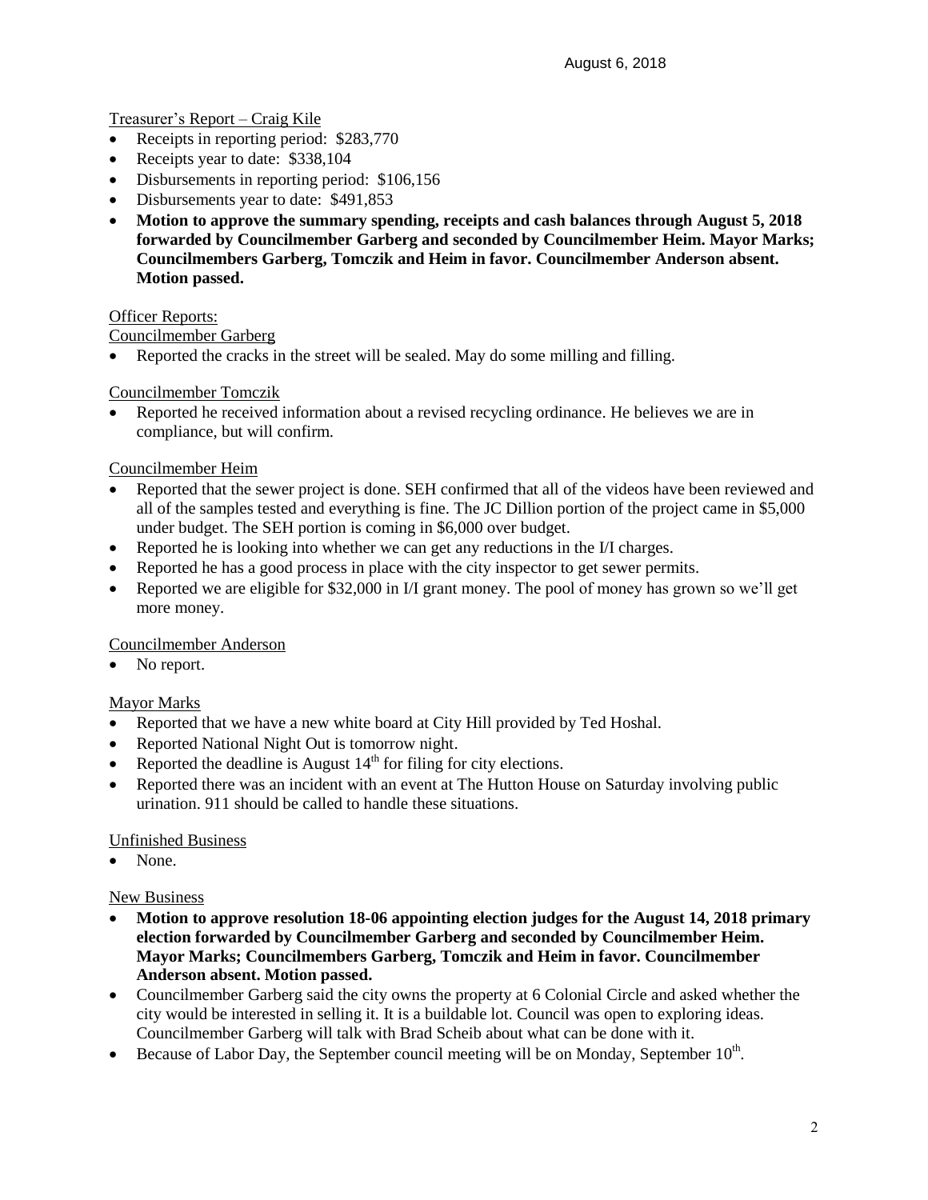Treasurer's Report – Craig Kile

- Receipts in reporting period: $283,770
- Receipts year to date: $338,104
- Disbursements in reporting period: $106,156
- Disbursements year to date: $491,853
- **Motion to approve the summary spending, receipts and cash balances through August 5, 2018 forwarded by Councilmember Garberg and seconded by Councilmember Heim. Mayor Marks; Councilmembers Garberg, Tomczik and Heim in favor. Councilmember Anderson absent. Motion passed.**

Officer Reports:

Councilmember Garberg

- Reported the cracks in the street will be sealed. May do some milling and filling.

Councilmember Tomczik

- Reported he received information about a revised recycling ordinance. He believes we are in compliance, but will confirm.

Councilmember Heim

- Reported that the sewer project is done. SEH confirmed that all of the videos have been reviewed and all of the samples tested and everything is fine. The JC Dillion portion of the project came in $5,000 under budget. The SEH portion is coming in $6,000 over budget.
- Reported he is looking into whether we can get any reductions in the I/I charges.
- Reported he has a good process in place with the city inspector to get sewer permits.
- Reported we are eligible for $32,000 in I/I grant money. The pool of money has grown so we'll get more money.

Councilmember Anderson

- No report.

Mayor Marks

- Reported that we have a new white board at City Hill provided by Ted Hoshal.
- Reported National Night Out is tomorrow night.
- Reported the deadline is August 14th for filing for city elections.
- Reported there was an incident with an event at The Hutton House on Saturday involving public urination. 911 should be called to handle these situations.

Unfinished Business

- None.

New Business

- **Motion to approve resolution 18-06 appointing election judges for the August 14, 2018 primary election forwarded by Councilmember Garberg and seconded by Councilmember Heim. Mayor Marks; Councilmembers Garberg, Tomczik and Heim in favor. Councilmember Anderson absent. Motion passed.**
- Councilmember Garberg said the city owns the property at 6 Colonial Circle and asked whether the city would be interested in selling it. It is a buildable lot. Council was open to exploring ideas. Councilmember Garberg will talk with Brad Scheib about what can be done with it.
- Because of Labor Day, the September council meeting will be on Monday, September 10th.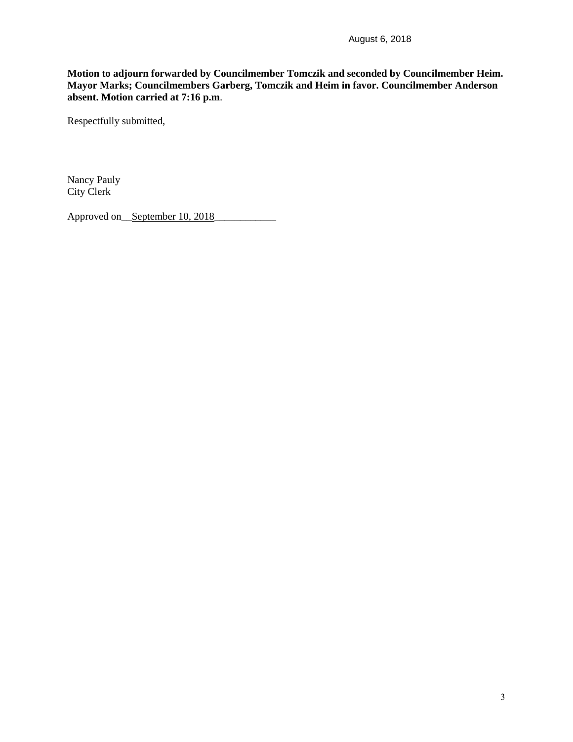**Motion to adjourn forwarded by Councilmember Tomczik and seconded by Councilmember Heim. Mayor Marks; Councilmembers Garberg, Tomczik and Heim in favor. Councilmember Anderson absent. Motion carried at 7:16 p.m**.

Respectfully submitted,

Nancy Pauly
City Clerk

Approved on__September 10, 2018____________